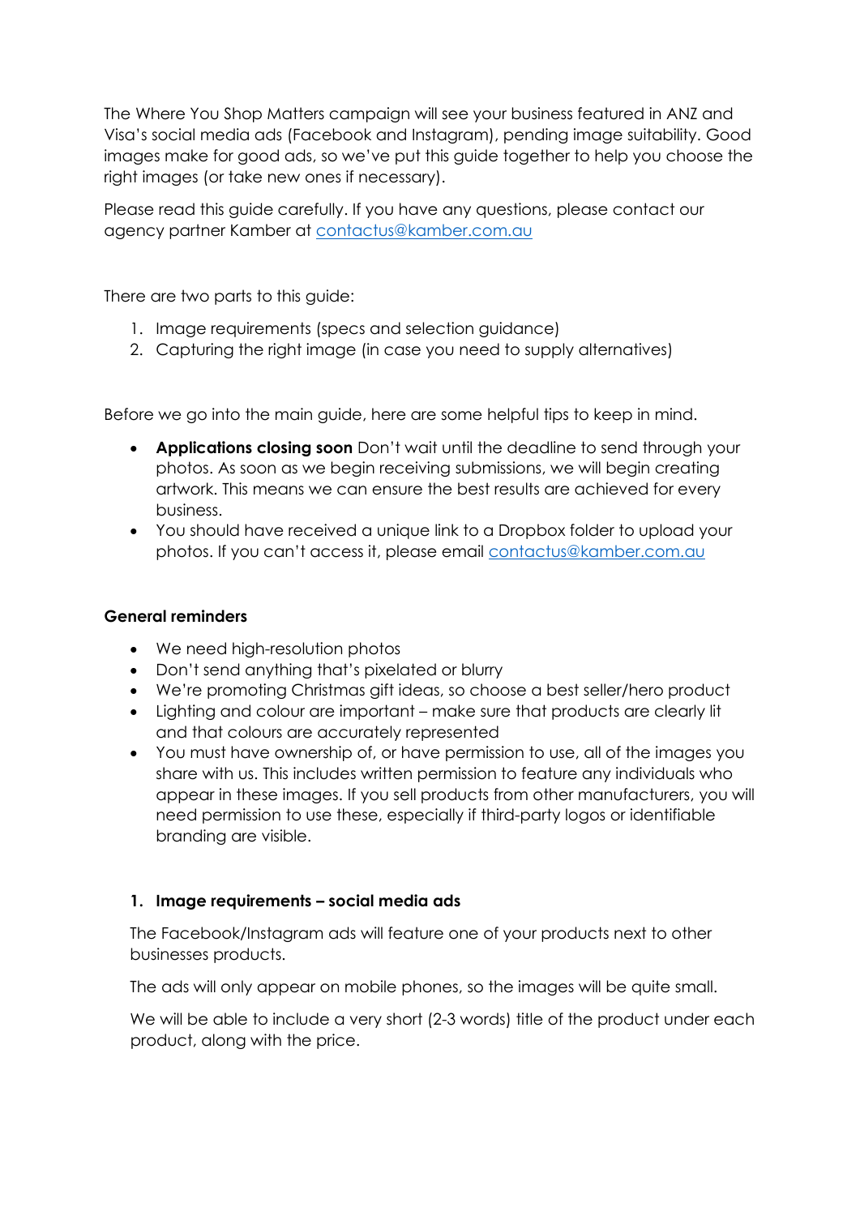The Where You Shop Matters campaign will see your business featured in ANZ and Visa's social media ads (Facebook and Instagram), pending image suitability. Good images make for good ads, so we've put this guide together to help you choose the right images (or take new ones if necessary).

Please read this guide carefully. If you have any questions, please contact our agency partner Kamber at contactus@kamber.com.au

There are two parts to this guide:

1. Image requirements (specs and selection guidance)
2. Capturing the right image (in case you need to supply alternatives)

Before we go into the main guide, here are some helpful tips to keep in mind.

- **Applications closing soon** Don't wait until the deadline to send through your photos. As soon as we begin receiving submissions, we will begin creating artwork. This means we can ensure the best results are achieved for every business.
- You should have received a unique link to a Dropbox folder to upload your photos. If you can't access it, please email contactus@kamber.com.au

**General reminders**

- We need high-resolution photos
- Don't send anything that's pixelated or blurry
- We're promoting Christmas gift ideas, so choose a best seller/hero product
- Lighting and colour are important – make sure that products are clearly lit and that colours are accurately represented
- You must have ownership of, or have permission to use, all of the images you share with us. This includes written permission to feature any individuals who appear in these images. If you sell products from other manufacturers, you will need permission to use these, especially if third-party logos or identifiable branding are visible.

## 1. Image requirements – social media ads

The Facebook/Instagram ads will feature one of your products next to other businesses products.

The ads will only appear on mobile phones, so the images will be quite small.

We will be able to include a very short (2-3 words) title of the product under each product, along with the price.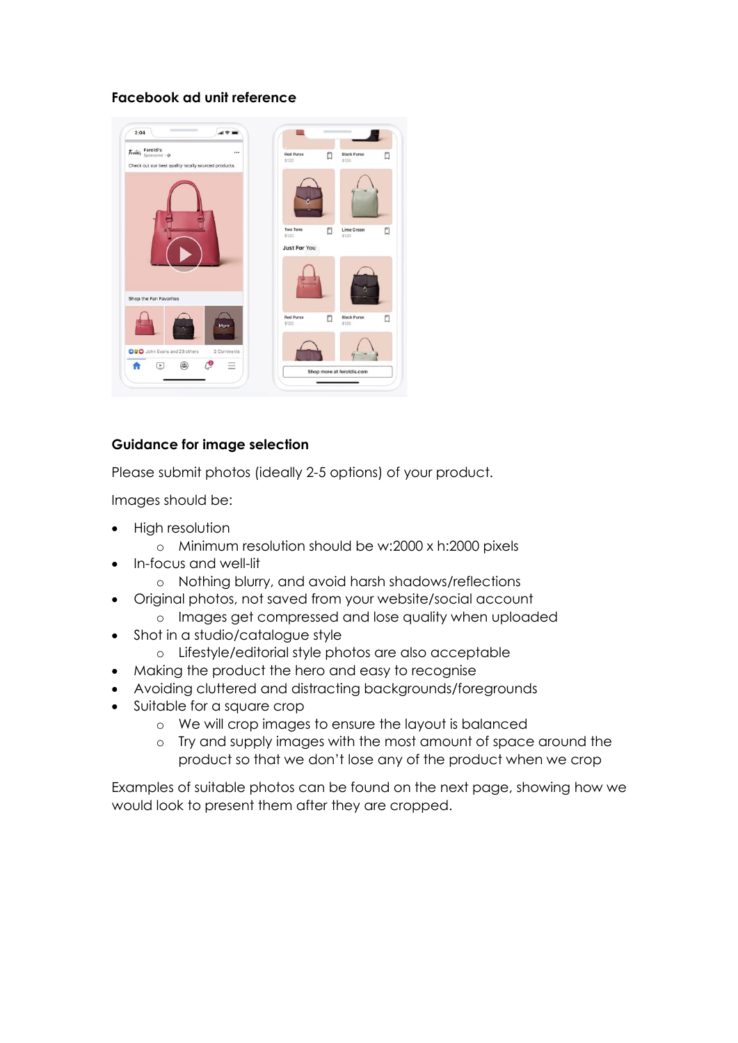**Facebook ad unit reference**

**Guidance for image selection**

Please submit photos (ideally 2-5 options) of your product.

Images should be:

- High resolution
  - Minimum resolution should be w:2000 x h:2000 pixels
- In-focus and well-lit
  - Nothing blurry, and avoid harsh shadows/reflections
- Original photos, not saved from your website/social account
  - Images get compressed and lose quality when uploaded
- Shot in a studio/catalogue style
  - Lifestyle/editorial style photos are also acceptable
- Making the product the hero and easy to recognise
- Avoiding cluttered and distracting backgrounds/foregrounds
- Suitable for a square crop
  - We will crop images to ensure the layout is balanced
  - Try and supply images with the most amount of space around the product so that we don't lose any of the product when we crop

Examples of suitable photos can be found on the next page, showing how we would look to present them after they are cropped.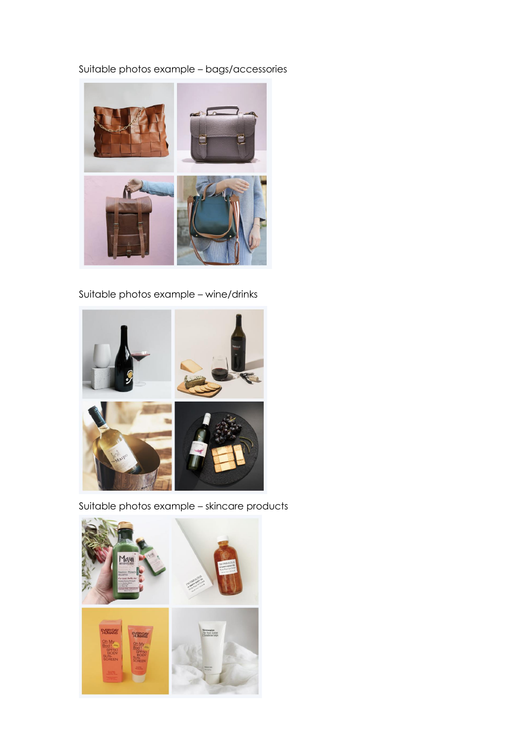Suitable photos example – bags/accessories

Suitable photos example – wine/drinks

Suitable photos example – skincare products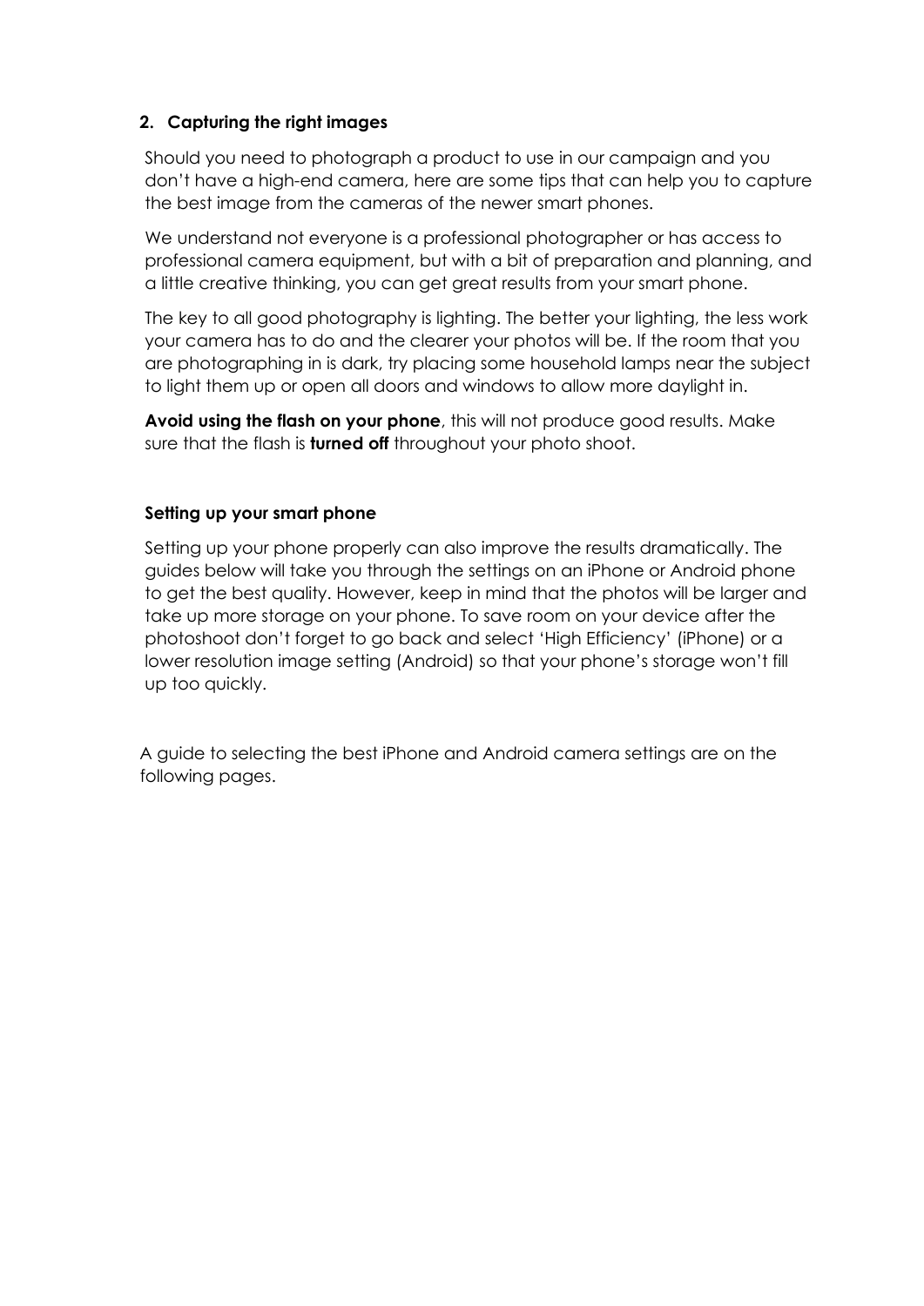## 2. Capturing the right images

Should you need to photograph a product to use in our campaign and you don't have a high-end camera, here are some tips that can help you to capture the best image from the cameras of the newer smart phones.

We understand not everyone is a professional photographer or has access to professional camera equipment, but with a bit of preparation and planning, and a little creative thinking, you can get great results from your smart phone.

The key to all good photography is lighting. The better your lighting, the less work your camera has to do and the clearer your photos will be. If the room that you are photographing in is dark, try placing some household lamps near the subject to light them up or open all doors and windows to allow more daylight in.

**Avoid using the flash on your phone**, this will not produce good results. Make sure that the flash is **turned off** throughout your photo shoot.

### Setting up your smart phone

Setting up your phone properly can also improve the results dramatically. The guides below will take you through the settings on an iPhone or Android phone to get the best quality. However, keep in mind that the photos will be larger and take up more storage on your phone. To save room on your device after the photoshoot don't forget to go back and select 'High Efficiency' (iPhone) or a lower resolution image setting (Android) so that your phone's storage won't fill up too quickly.

A guide to selecting the best iPhone and Android camera settings are on the following pages.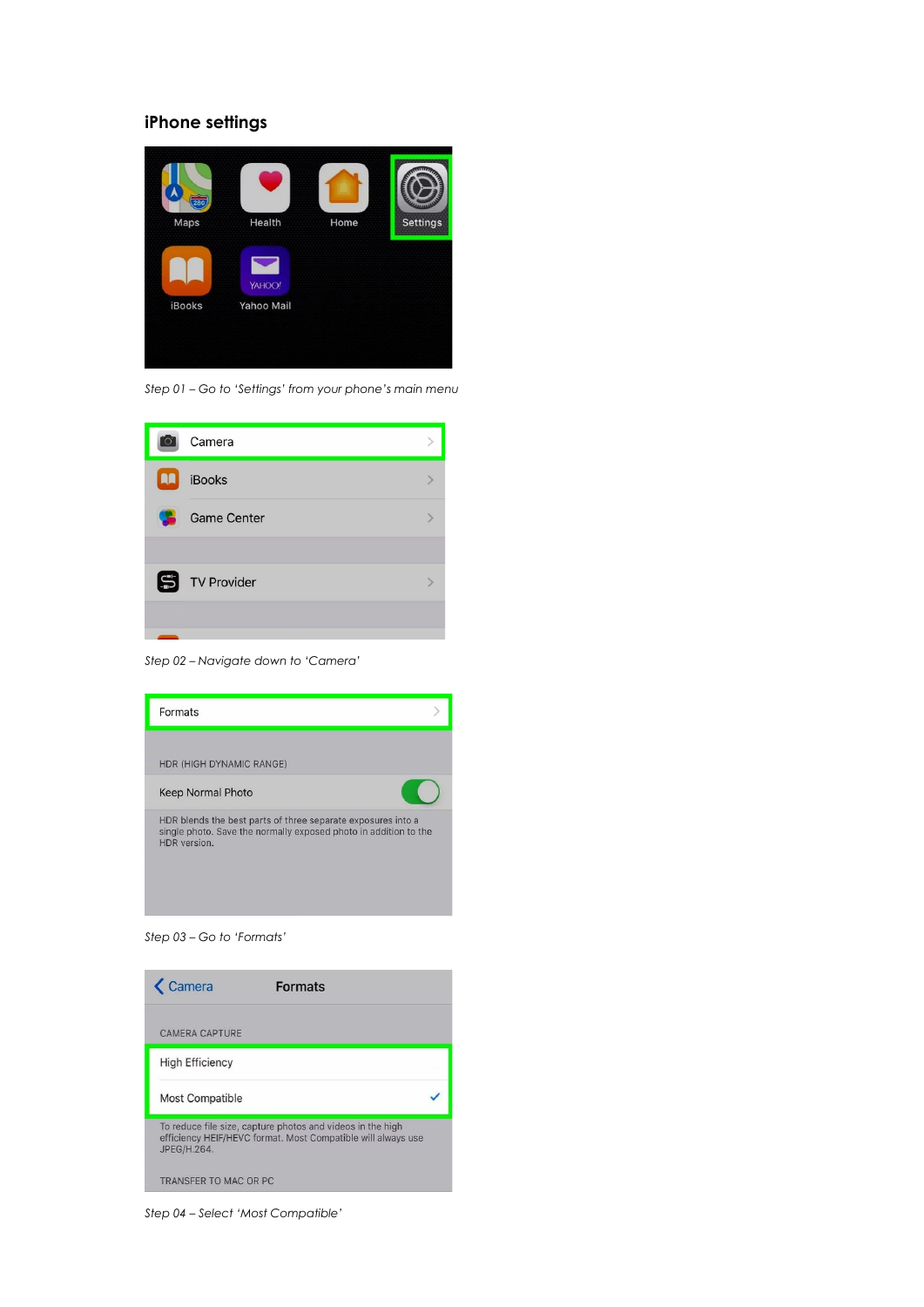### iPhone settings

*Step 01 – Go to 'Settings' from your phone's main menu*

*Step 02 – Navigate down to 'Camera'*

*Step 03 – Go to 'Formats'*

*Step 04 – Select 'Most Compatible'*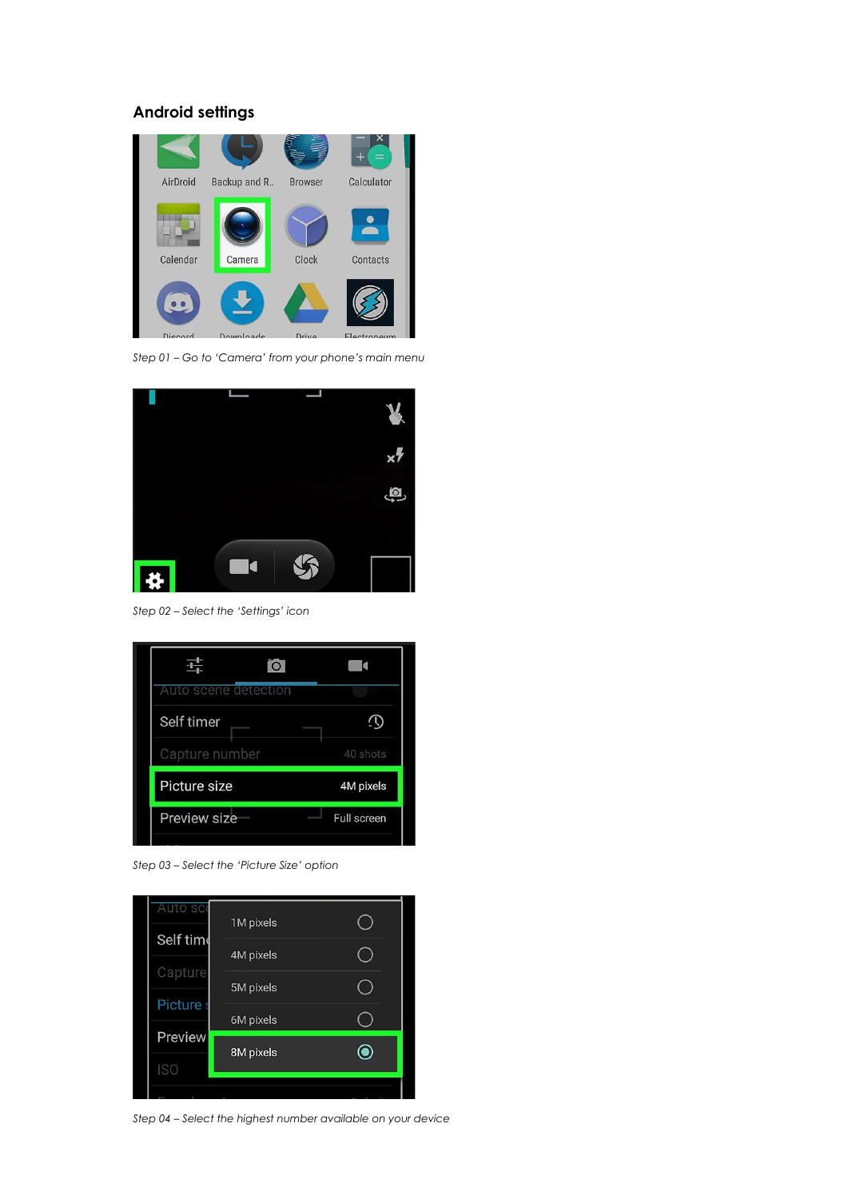## Android settings

*Step 01 – Go to 'Camera' from your phone's main menu*

*Step 02 – Select the 'Settings' icon*

*Step 03 – Select the 'Picture Size' option*

*Step 04 – Select the highest number available on your device*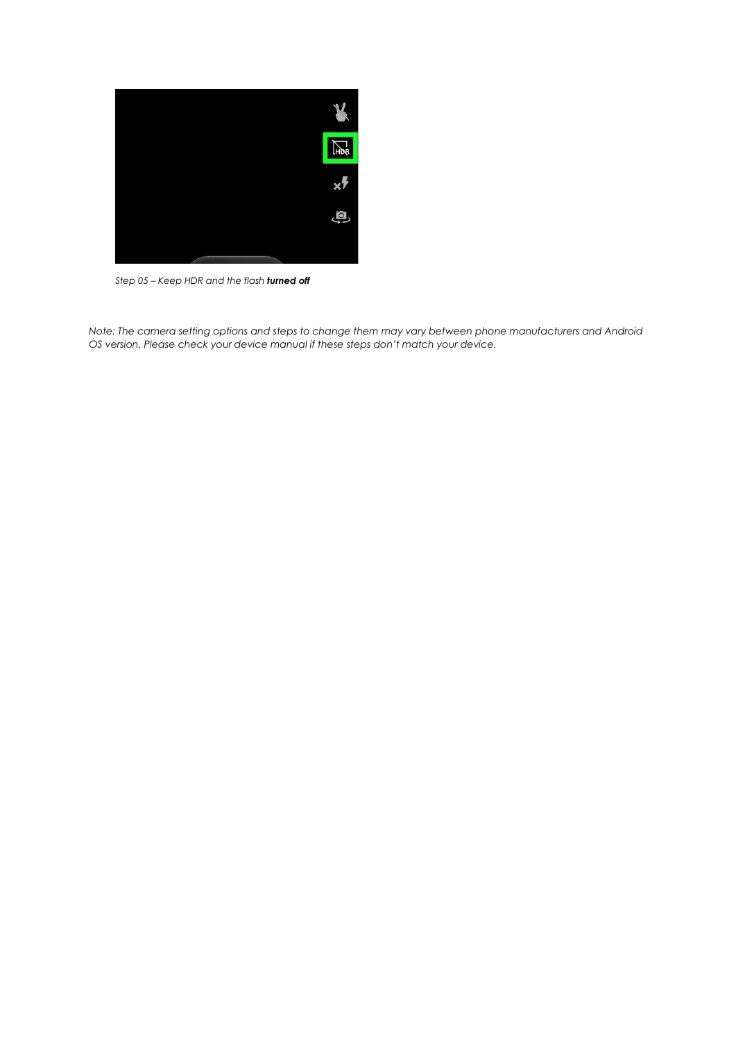*Step 05 – Keep HDR and the flash **turned off***

*Note: The camera setting options and steps to change them may vary between phone manufacturers and Android OS version. Please check your device manual if these steps don't match your device.*